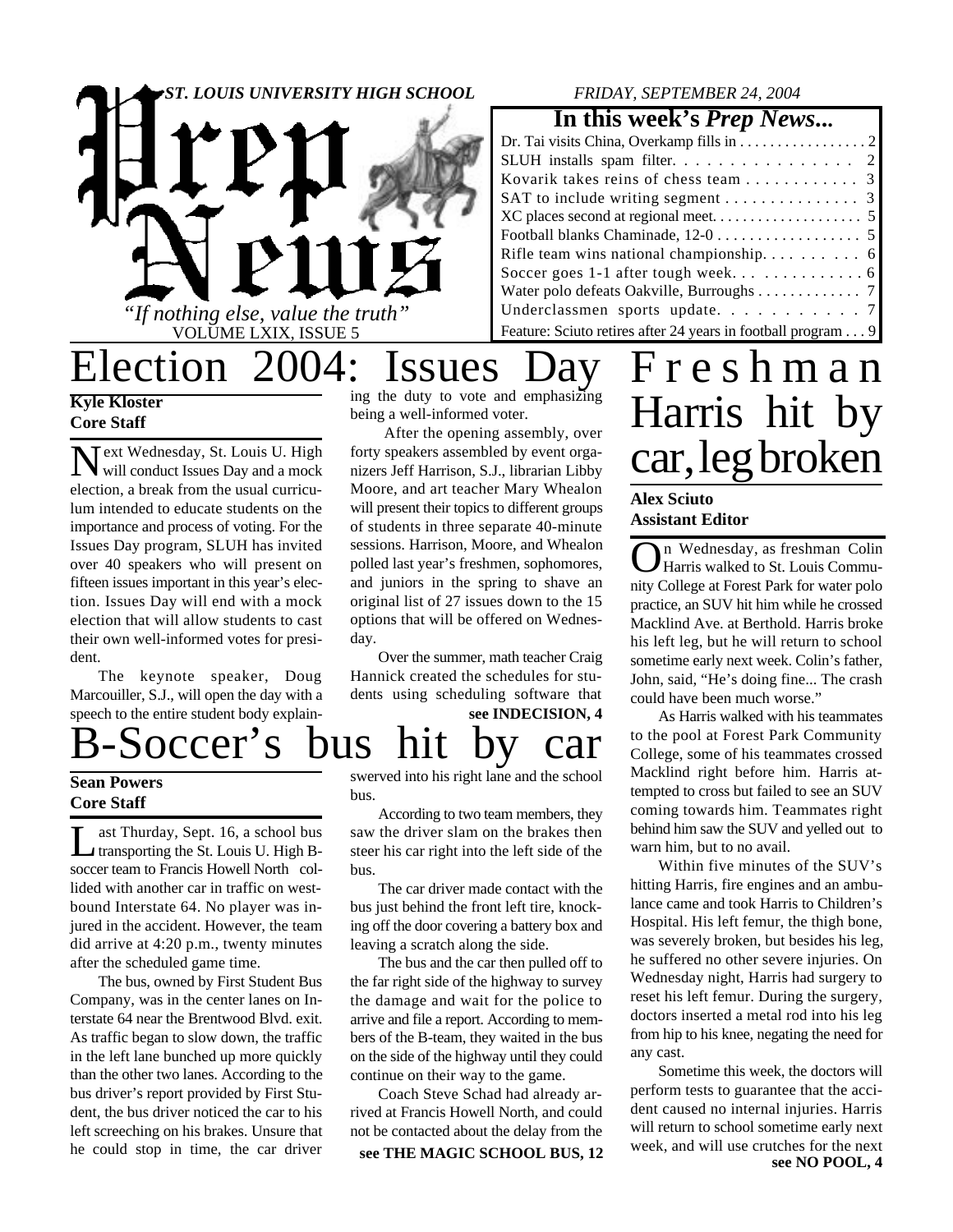ST. LOUIS UNIVERSITY HIGH SCHOOL

FRIDAY, SEPTEMBER 24, 2004

# Prep News

*"If nothing else, value the truth"*

VOLUME LXIX, ISSUE 5

**In this week's *Prep News*...**

- Dr. Tai visits China, Overkamp fills in . . . 2
- SLUH installs spam filter. . . . 2
- Kovarik takes reins of chess team . . . 3
- SAT to include writing segment . . . 3
- XC places second at regional meet. . . . 5
- Football blanks Chaminade, 12-0 . . . 5
- Rifle team wins national championship. . . . 6
- Soccer goes 1-1 after tough week. . . . 6
- Water polo defeats Oakville, Burroughs . . . 7
- Underclassmen sports update. . . . 7
- Feature: Sciuto retires after 24 years in football program . . . 9

# Election 2004: Issues Day

**Kyle Kloster**
**Core Staff**

Next Wednesday, St. Louis U. High will conduct Issues Day and a mock election, a break from the usual curriculum intended to educate students on the importance and process of voting. For the Issues Day program, SLUH has invited over 40 speakers who will present on fifteen issues important in this year's election. Issues Day will end with a mock election that will allow students to cast their own well-informed votes for president.

The keynote speaker, Doug Marcouiller, S.J., will open the day with a speech to the entire student body explaining the duty to vote and emphasizing being a well-informed voter.

After the opening assembly, over forty speakers assembled by event organizers Jeff Harrison, S.J., librarian Libby Moore, and art teacher Mary Whealon will present their topics to different groups of students in three separate 40-minute sessions. Harrison, Moore, and Whealon polled last year's freshmen, sophomores, and juniors in the spring to shave an original list of 27 issues down to the 15 options that will be offered on Wednesday.

Over the summer, math teacher Craig Hannick created the schedules for students using scheduling software that

**see INDECISION, 4**

# B-Soccer's bus hit by car

**Sean Powers**
**Core Staff**

Last Thurday, Sept. 16, a school bus transporting the St. Louis U. High B-soccer team to Francis Howell North collided with another car in traffic on westbound Interstate 64. No player was injured in the accident. However, the team did arrive at 4:20 p.m., twenty minutes after the scheduled game time.

The bus, owned by First Student Bus Company, was in the center lanes on Interstate 64 near the Brentwood Blvd. exit. As traffic began to slow down, the traffic in the left lane bunched up more quickly than the other two lanes. According to the bus driver's report provided by First Student, the bus driver noticed the car to his left screeching on his brakes. Unsure that he could stop in time, the car driver swerved into his right lane and the school bus.

According to two team members, they saw the driver slam on the brakes then steer his car right into the left side of the bus.

The car driver made contact with the bus just behind the front left tire, knocking off the door covering a battery box and leaving a scratch along the side.

The bus and the car then pulled off to the far right side of the highway to survey the damage and wait for the police to arrive and file a report. According to members of the B-team, they waited in the bus on the side of the highway until they could continue on their way to the game.

Coach Steve Schad had already arrived at Francis Howell North, and could not be contacted about the delay from the

**see THE MAGIC SCHOOL BUS, 12**

# Freshman Harris hit by car, leg broken

**Alex Sciuto**
**Assistant Editor**

On Wednesday, as freshman Colin Harris walked to St. Louis Community College at Forest Park for water polo practice, an SUV hit him while he crossed Macklind Ave. at Berthold. Harris broke his left leg, but he will return to school sometime early next week. Colin's father, John, said, "He's doing fine... The crash could have been much worse."

As Harris walked with his teammates to the pool at Forest Park Community College, some of his teammates crossed Macklind right before him. Harris attempted to cross but failed to see an SUV coming towards him. Teammates right behind him saw the SUV and yelled out to warn him, but to no avail.

Within five minutes of the SUV's hitting Harris, fire engines and an ambulance came and took Harris to Children's Hospital. His left femur, the thigh bone, was severely broken, but besides his leg, he suffered no other severe injuries. On Wednesday night, Harris had surgery to reset his left femur. During the surgery, doctors inserted a metal rod into his leg from hip to his knee, negating the need for any cast.

Sometime this week, the doctors will perform tests to guarantee that the accident caused no internal injuries. Harris will return to school sometime early next week, and will use crutches for the next

**see NO POOL, 4**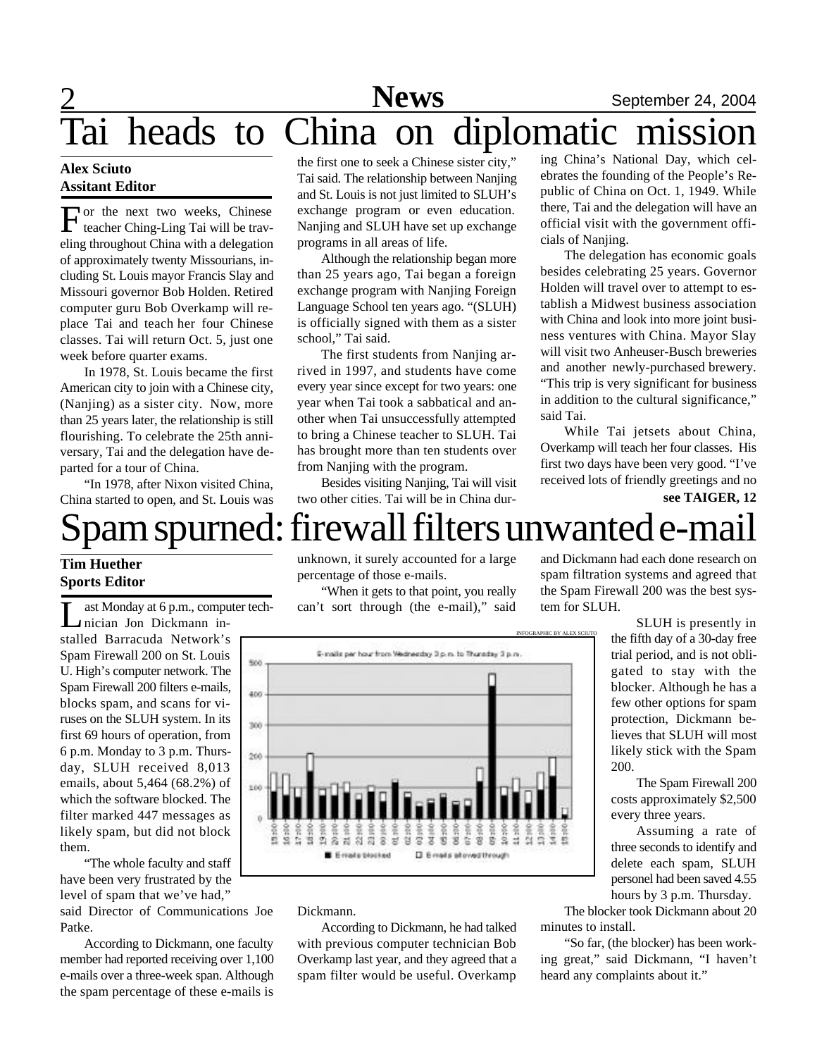# Tai heads to China on diplomatic mission

**Alex Sciuto**
**Assitant Editor**

For the next two weeks, Chinese teacher Ching-Ling Tai will be traveling throughout China with a delegation of approximately twenty Missourians, including St. Louis mayor Francis Slay and Missouri governor Bob Holden. Retired computer guru Bob Overkamp will replace Tai and teach her four Chinese classes. Tai will return Oct. 5, just one week before quarter exams.

In 1978, St. Louis became the first American city to join with a Chinese city, (Nanjing) as a sister city. Now, more than 25 years later, the relationship is still flourishing. To celebrate the 25th anniversary, Tai and the delegation have departed for a tour of China.

"In 1978, after Nixon visited China, China started to open, and St. Louis was the first one to seek a Chinese sister city," Tai said. The relationship between Nanjing and St. Louis is not just limited to SLUH's exchange program or even education. Nanjing and SLUH have set up exchange programs in all areas of life.

Although the relationship began more than 25 years ago, Tai began a foreign exchange program with Nanjing Foreign Language School ten years ago. "(SLUH) is officially signed with them as a sister school," Tai said.

The first students from Nanjing arrived in 1997, and students have come every year since except for two years: one year when Tai took a sabbatical and another when Tai unsuccessfully attempted to bring a Chinese teacher to SLUH. Tai has brought more than ten students over from Nanjing with the program.

Besides visiting Nanjing, Tai will visit two other cities. Tai will be in China during China's National Day, which celebrates the founding of the People's Republic of China on Oct. 1, 1949. While there, Tai and the delegation will have an official visit with the government officials of Nanjing.

The delegation has economic goals besides celebrating 25 years. Governor Holden will travel over to attempt to establish a Midwest business association with China and look into more joint business ventures with China. Mayor Slay will visit two Anheuser-Busch breweries and another newly-purchased brewery. "This trip is very significant for business in addition to the cultural significance," said Tai.

While Tai jetsets about China, Overkamp will teach her four classes. His first two days have been very good. "I've received lots of friendly greetings and no

**see TAIGER, 12**

# Spam spurned: firewall filters unwanted e-mail

**Tim Huether**
**Sports Editor**

Last Monday at 6 p.m., computer technician Jon Dickmann installed Barracuda Network's Spam Firewall 200 on St. Louis U. High's computer network. The Spam Firewall 200 filters e-mails, blocks spam, and scans for viruses on the SLUH system. In its first 69 hours of operation, from 6 p.m. Monday to 3 p.m. Thursday, SLUH received 8,013 emails, about 5,464 (68.2%) of which the software blocked. The filter marked 447 messages as likely spam, but did not block them.

"The whole faculty and staff have been very frustrated by the level of spam that we've had," said Director of Communications Joe Patke.

According to Dickmann, one faculty member had reported receiving over 1,100 e-mails over a three-week span. Although the spam percentage of these e-mails is unknown, it surely accounted for a large percentage of those e-mails.

"When it gets to that point, you really can't sort through (the e-mail)," said Dickmann.

INFOGRAPHIC BY ALEX SCIUTO

E-mails per hour from Wednesday 3 p.m. to Thursday 3 p.m.

500
400
300
200
100
0

15:00 16:00 17:00 18:00 19:00 20:00 21:00 22:00 23:00 00:00 01:00 02:00 03:00 04:00 05:00 06:00 07:00 08:00 09:00 10:00 11:00 12:00 13:00 14:00 15:00

E-mails blocked
E-mails allowed through

According to Dickmann, he had talked with previous computer technician Bob Overkamp last year, and they agreed that a spam filter would be useful. Overkamp and Dickmann had each done research on spam filtration systems and agreed that the Spam Firewall 200 was the best system for SLUH.

SLUH is presently in the fifth day of a 30-day free trial period, and is not obligated to stay with the blocker. Although he has a few other options for spam protection, Dickmann believes that SLUH will most likely stick with the Spam 200.

The Spam Firewall 200 costs approximately $2,500 every three years.

Assuming a rate of three seconds to identify and delete each spam, SLUH personel had been saved 4.55 hours by 3 p.m. Thursday.

The blocker took Dickmann about 20 minutes to install.

"So far, (the blocker) has been working great," said Dickmann, "I haven't heard any complaints about it."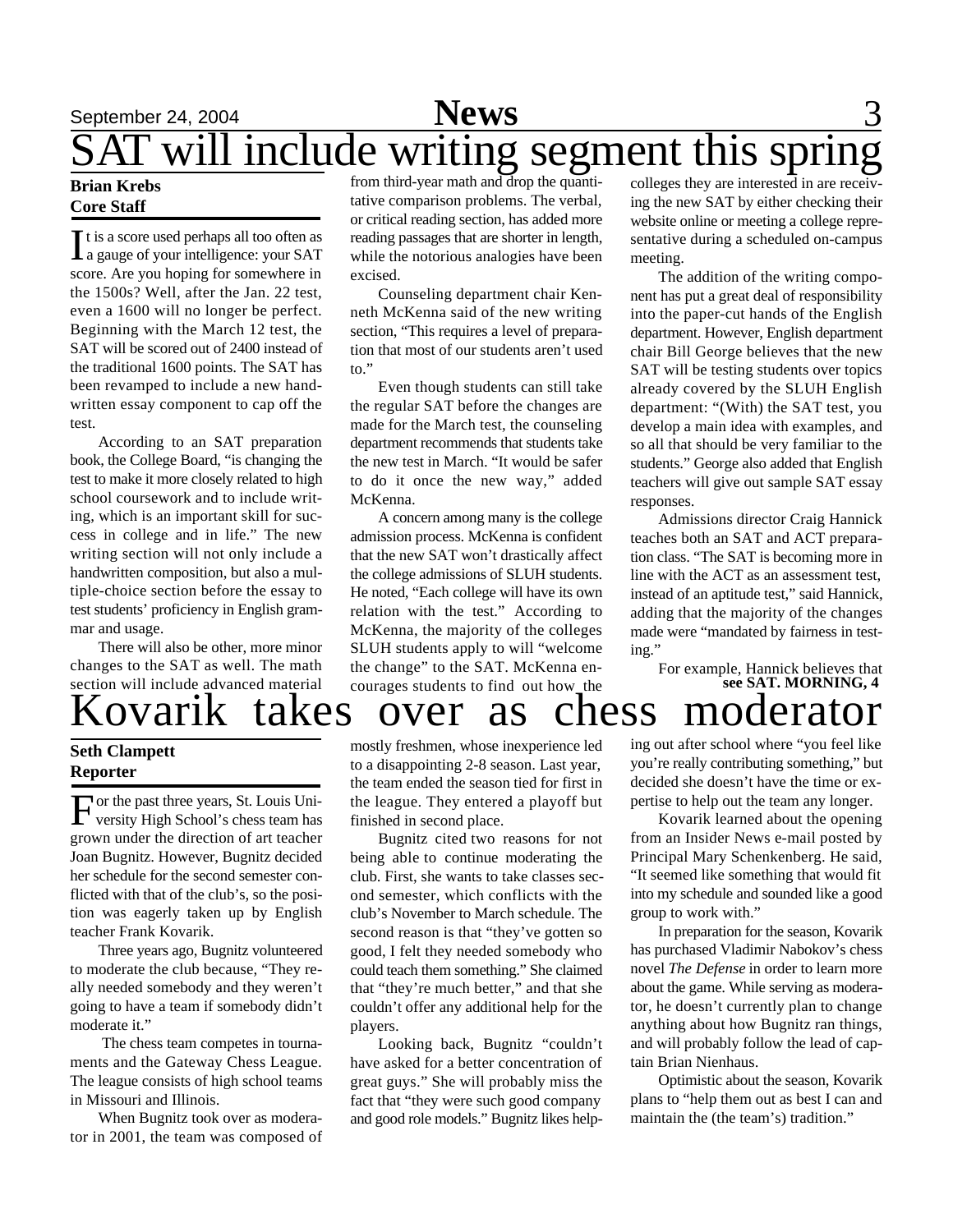# SAT will include writing segment this spring

**Brian Krebs**
**Core Staff**

It is a score used perhaps all too often as a gauge of your intelligence: your SAT score. Are you hoping for somewhere in the 1500s? Well, after the Jan. 22 test, even a 1600 will no longer be perfect. Beginning with the March 12 test, the SAT will be scored out of 2400 instead of the traditional 1600 points. The SAT has been revamped to include a new handwritten essay component to cap off the test.

According to an SAT preparation book, the College Board, "is changing the test to make it more closely related to high school coursework and to include writing, which is an important skill for success in college and in life." The new writing section will not only include a handwritten composition, but also a multiple-choice section before the essay to test students' proficiency in English grammar and usage.

There will also be other, more minor changes to the SAT as well. The math section will include advanced material from third-year math and drop the quantitative comparison problems. The verbal, or critical reading section, has added more reading passages that are shorter in length, while the notorious analogies have been excised.

Counseling department chair Kenneth McKenna said of the new writing section, "This requires a level of preparation that most of our students aren't used to."

Even though students can still take the regular SAT before the changes are made for the March test, the counseling department recommends that students take the new test in March. "It would be safer to do it once the new way," added McKenna.

A concern among many is the college admission process. McKenna is confident that the new SAT won't drastically affect the college admissions of SLUH students. He noted, "Each college will have its own relation with the test." According to McKenna, the majority of the colleges SLUH students apply to will "welcome the change" to the SAT. McKenna encourages students to find out how the colleges they are interested in are receiving the new SAT by either checking their website online or meeting a college representative during a scheduled on-campus meeting.

The addition of the writing component has put a great deal of responsibility into the paper-cut hands of the English department. However, English department chair Bill George believes that the new SAT will be testing students over topics already covered by the SLUH English department: "(With) the SAT test, you develop a main idea with examples, and so all that should be very familiar to the students." George also added that English teachers will give out sample SAT essay responses.

Admissions director Craig Hannick teaches both an SAT and ACT preparation class. "The SAT is becoming more in line with the ACT as an assessment test, instead of an aptitude test," said Hannick, adding that the majority of the changes made were "mandated by fairness in testing."

For example, Hannick believes that

**see SAT. MORNING, 4**

# Kovarik takes over as chess moderator

**Seth Clampett**
**Reporter**

For the past three years, St. Louis University High School's chess team has grown under the direction of art teacher Joan Bugnitz. However, Bugnitz decided her schedule for the second semester conflicted with that of the club's, so the position was eagerly taken up by English teacher Frank Kovarik.

Three years ago, Bugnitz volunteered to moderate the club because, "They really needed somebody and they weren't going to have a team if somebody didn't moderate it."

The chess team competes in tournaments and the Gateway Chess League. The league consists of high school teams in Missouri and Illinois.

When Bugnitz took over as moderator in 2001, the team was composed of mostly freshmen, whose inexperience led to a disappointing 2-8 season. Last year, the team ended the season tied for first in the league. They entered a playoff but finished in second place.

Bugnitz cited two reasons for not being able to continue moderating the club. First, she wants to take classes second semester, which conflicts with the club's November to March schedule. The second reason is that "they've gotten so good, I felt they needed somebody who could teach them something." She claimed that "they're much better," and that she couldn't offer any additional help for the players.

Looking back, Bugnitz "couldn't have asked for a better concentration of great guys." She will probably miss the fact that "they were such good company and good role models." Bugnitz likes helping out after school where "you feel like you're really contributing something," but decided she doesn't have the time or expertise to help out the team any longer.

Kovarik learned about the opening from an Insider News e-mail posted by Principal Mary Schenkenberg. He said, "It seemed like something that would fit into my schedule and sounded like a good group to work with."

In preparation for the season, Kovarik has purchased Vladimir Nabokov's chess novel *The Defense* in order to learn more about the game. While serving as moderator, he doesn't currently plan to change anything about how Bugnitz ran things, and will probably follow the lead of captain Brian Nienhaus.

Optimistic about the season, Kovarik plans to "help them out as best I can and maintain the (the team's) tradition."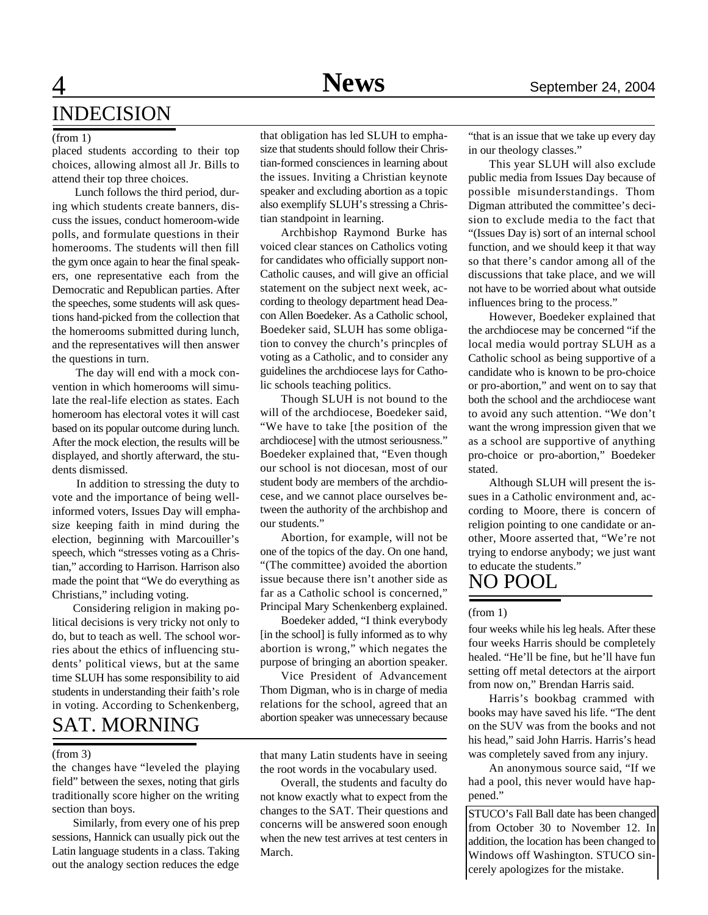## INDECISION

(from 1)

placed students according to their top choices, allowing almost all Jr. Bills to attend their top three choices.

Lunch follows the third period, during which students create banners, discuss the issues, conduct homeroom-wide polls, and formulate questions in their homerooms. The students will then fill the gym once again to hear the final speakers, one representative each from the Democratic and Republican parties. After the speeches, some students will ask questions hand-picked from the collection that the homerooms submitted during lunch, and the representatives will then answer the questions in turn.

The day will end with a mock convention in which homerooms will simulate the real-life election as states. Each homeroom has electoral votes it will cast based on its popular outcome during lunch. After the mock election, the results will be displayed, and shortly afterward, the students dismissed.

In addition to stressing the duty to vote and the importance of being well-informed voters, Issues Day will emphasize keeping faith in mind during the election, beginning with Marcouiller's speech, which "stresses voting as a Christian," according to Harrison. Harrison also made the point that "We do everything as Christians," including voting.

Considering religion in making political decisions is very tricky not only to do, but to teach as well. The school worries about the ethics of influencing students' political views, but at the same time SLUH has some responsibility to aid students in understanding their faith's role in voting. According to Schenkenberg, that obligation has led SLUH to emphasize that students should follow their Christian-formed consciences in learning about the issues. Inviting a Christian keynote speaker and excluding abortion as a topic also exemplify SLUH's stressing a Christian standpoint in learning.

Archbishop Raymond Burke has voiced clear stances on Catholics voting for candidates who officially support non-Catholic causes, and will give an official statement on the subject next week, according to theology department head Deacon Allen Boedeker. As a Catholic school, Boedeker said, SLUH has some obligation to convey the church's princples of voting as a Catholic, and to consider any guidelines the archdiocese lays for Catholic schools teaching politics.

Though SLUH is not bound to the will of the archdiocese, Boedeker said, "We have to take [the position of the archdiocese] with the utmost seriousness." Boedeker explained that, "Even though our school is not diocesan, most of our student body are members of the archdiocese, and we cannot place ourselves between the authority of the archbishop and our students."

Abortion, for example, will not be one of the topics of the day. On one hand, "(The committee) avoided the abortion issue because there isn't another side as far as a Catholic school is concerned," Principal Mary Schenkenberg explained.

Boedeker added, "I think everybody [in the school] is fully informed as to why abortion is wrong," which negates the purpose of bringing an abortion speaker.

Vice President of Advancement Thom Digman, who is in charge of media relations for the school, agreed that an abortion speaker was unnecessary because "that is an issue that we take up every day in our theology classes."

This year SLUH will also exclude public media from Issues Day because of possible misunderstandings. Thom Digman attributed the committee's decision to exclude media to the fact that "(Issues Day is) sort of an internal school function, and we should keep it that way so that there's candor among all of the discussions that take place, and we will not have to be worried about what outside influences bring to the process."

However, Boedeker explained that the archdiocese may be concerned "if the local media would portray SLUH as a Catholic school as being supportive of a candidate who is known to be pro-choice or pro-abortion," and went on to say that both the school and the archdiocese want to avoid any such attention. "We don't want the wrong impression given that we as a school are supportive of anything pro-choice or pro-abortion," Boedeker stated.

Although SLUH will present the issues in a Catholic environment and, according to Moore, there is concern of religion pointing to one candidate or another, Moore asserted that, "We're not trying to endorse anybody; we just want to educate the students."

## SAT. MORNING

(from 3)

the changes have "leveled the playing field" between the sexes, noting that girls traditionally score higher on the writing section than boys.

Similarly, from every one of his prep sessions, Hannick can usually pick out the Latin language students in a class. Taking out the analogy section reduces the edge that many Latin students have in seeing the root words in the vocabulary used.

Overall, the students and faculty do not know exactly what to expect from the changes to the SAT. Their questions and concerns will be answered soon enough when the new test arrives at test centers in March.

## NO POOL

(from 1)

four weeks while his leg heals. After these four weeks Harris should be completely healed. "He'll be fine, but he'll have fun setting off metal detectors at the airport from now on," Brendan Harris said.

Harris's bookbag crammed with books may have saved his life. "The dent on the SUV was from the books and not his head," said John Harris. Harris's head was completely saved from any injury.

An anonymous source said, "If we had a pool, this never would have happened."

STUCO's Fall Ball date has been changed from October 30 to November 12. In addition, the location has been changed to Windows off Washington. STUCO sincerely apologizes for the mistake.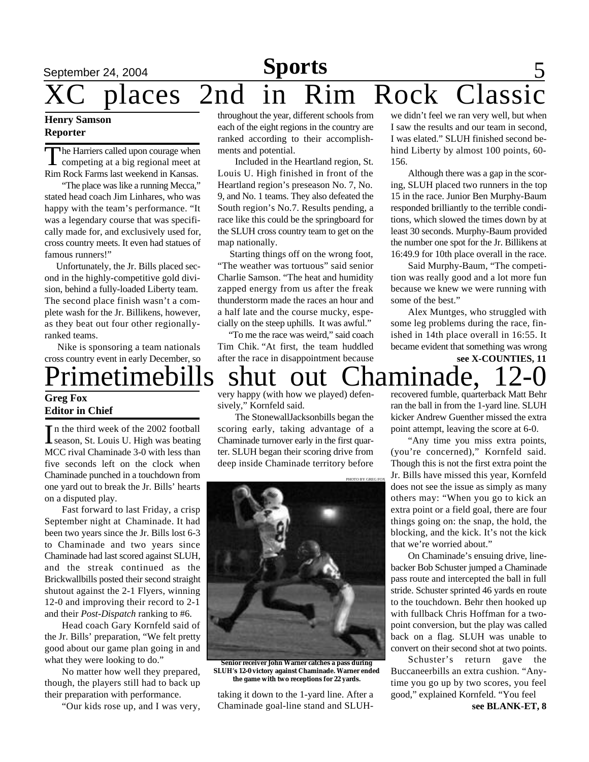# XC places 2nd in Rim Rock Classic

**Henry Samson**
**Reporter**

The Harriers called upon courage when competing at a big regional meet at Rim Rock Farms last weekend in Kansas.

"The place was like a running Mecca," stated head coach Jim Linhares, who was happy with the team's performance. "It was a legendary course that was specifically made for, and exclusively used for, cross country meets. It even had statues of famous runners!"

Unfortunately, the Jr. Bills placed second in the highly-competitive gold division, behind a fully-loaded Liberty team. The second place finish wasn't a complete wash for the Jr. Billikens, however, as they beat out four other regionally-ranked teams.

Nike is sponsoring a team nationals cross country event in early December, so throughout the year, different schools from each of the eight regions in the country are ranked according to their accomplishments and potential.

Included in the Heartland region, St. Louis U. High finished in front of the Heartland region's preseason No. 7, No. 9, and No. 1 teams. They also defeated the South region's No.7. Results pending, a race like this could be the springboard for the SLUH cross country team to get on the map nationally.

Starting things off on the wrong foot, "The weather was tortuous" said senior Charlie Samson. "The heat and humidity zapped energy from us after the freak thunderstorm made the races an hour and a half late and the course mucky, especially on the steep uphills. It was awful."

"To me the race was weird," said coach Tim Chik. "At first, the team huddled after the race in disappointment because we didn't feel we ran very well, but when I saw the results and our team in second, I was elated." SLUH finished second behind Liberty by almost 100 points, 60-156.

Although there was a gap in the scoring, SLUH placed two runners in the top 15 in the race. Junior Ben Murphy-Baum responded brilliantly to the terrible conditions, which slowed the times down by at least 30 seconds. Murphy-Baum provided the number one spot for the Jr. Billikens at 16:49.9 for 10th place overall in the race.

Said Murphy-Baum, "The competition was really good and a lot more fun because we knew we were running with some of the best."

Alex Muntges, who struggled with some leg problems during the race, finished in 14th place overall in 16:55. It became evident that something was wrong

**see X-COUNTIES, 11**

# Primetimebills shut out Chaminade, 12-0

**Greg Fox**
**Editor in Chief**

In the third week of the 2002 football season, St. Louis U. High was beating MCC rival Chaminade 3-0 with less than five seconds left on the clock when Chaminade punched in a touchdown from one yard out to break the Jr. Bills' hearts on a disputed play.

Fast forward to last Friday, a crisp September night at Chaminade. It had been two years since the Jr. Bills lost 6-3 to Chaminade and two years since Chaminade had last scored against SLUH, and the streak continued as the Brickwallbills posted their second straight shutout against the 2-1 Flyers, winning 12-0 and improving their record to 2-1 and their *Post-Dispatch* ranking to #6.

Head coach Gary Kornfeld said of the Jr. Bills' preparation, "We felt pretty good about our game plan going in and what they were looking to do."

No matter how well they prepared, though, the players still had to back up their preparation with performance.

"Our kids rose up, and I was very, very happy (with how we played) defensively," Kornfeld said.

The StonewallJacksonbills began the scoring early, taking advantage of a Chaminade turnover early in the first quarter. SLUH began their scoring drive from deep inside Chaminade territory before taking it down to the 1-yard line. After a Chaminade goal-line stand and SLUH-recovered fumble, quarterback Matt Behr ran the ball in from the 1-yard line. SLUH kicker Andrew Guenther missed the extra point attempt, leaving the score at 6-0.

PHOTO BY GREG FOX

Senior receiver John Warner catches a pass during SLUH's 12-0 victory against Chaminade. Warner ended the game with two receptions for 22 yards.

"Any time you miss extra points, (you're concerned)," Kornfeld said. Though this is not the first extra point the Jr. Bills have missed this year, Kornfeld does not see the issue as simply as many others may: "When you go to kick an extra point or a field goal, there are four things going on: the snap, the hold, the blocking, and the kick. It's not the kick that we're worried about."

On Chaminade's ensuing drive, linebacker Bob Schuster jumped a Chaminade pass route and intercepted the ball in full stride. Schuster sprinted 46 yards en route to the touchdown. Behr then hooked up with fullback Chris Hoffman for a two-point conversion, but the play was called back on a flag. SLUH was unable to convert on their second shot at two points.

Schuster's return gave the Buccaneerbills an extra cushion. "Anytime you go up by two scores, you feel good," explained Kornfeld. "You feel

**see BLANK-ET, 8**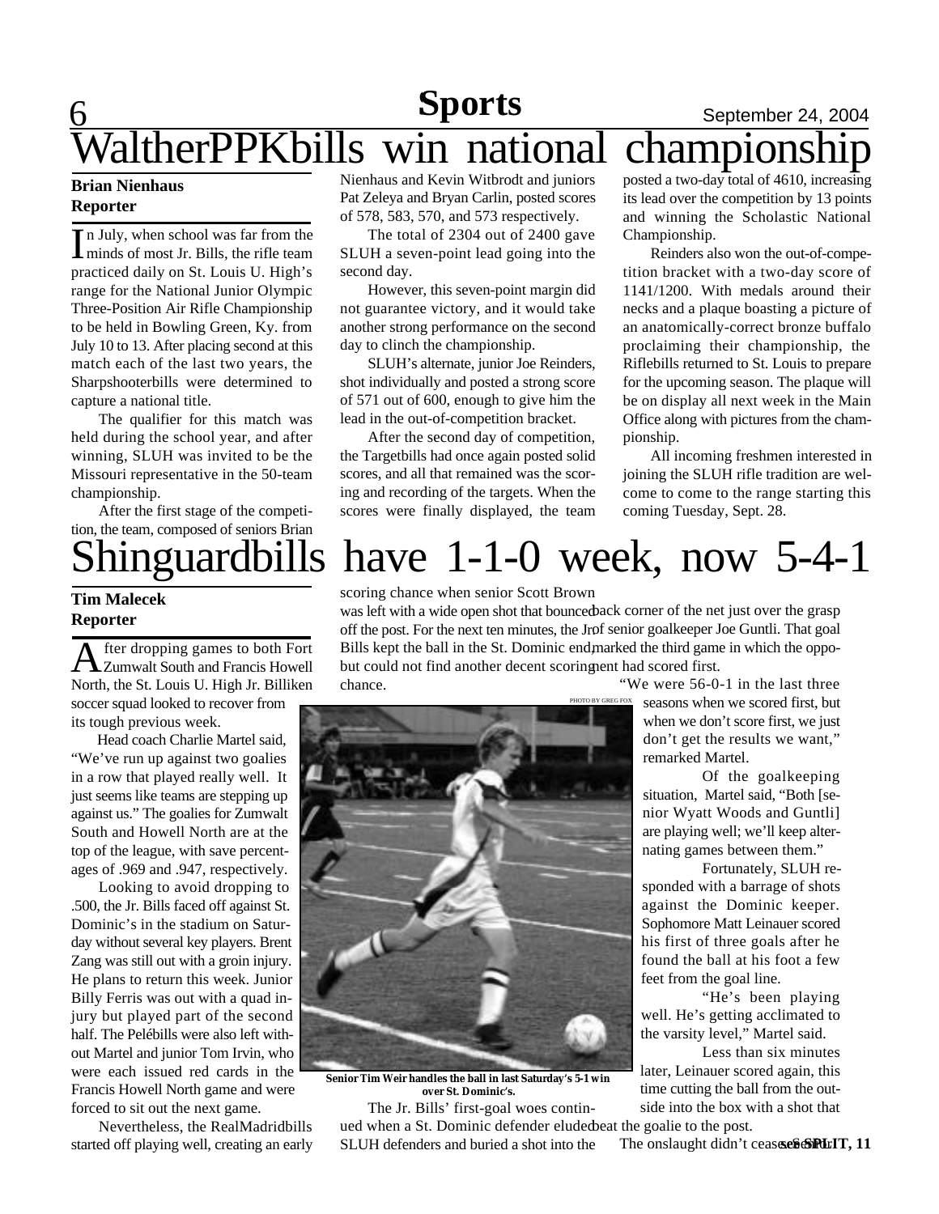# WaltherPPKbills win national championship

**Brian Nienhaus**
**Reporter**

In July, when school was far from the minds of most Jr. Bills, the rifle team practiced daily on St. Louis U. High's range for the National Junior Olympic Three-Position Air Rifle Championship to be held in Bowling Green, Ky. from July 10 to 13. After placing second at this match each of the last two years, the Sharpshooterbills were determined to capture a national title.

The qualifier for this match was held during the school year, and after winning, SLUH was invited to be the Missouri representative in the 50-team championship.

After the first stage of the competition, the team, composed of seniors Brian Nienhaus and Kevin Witbrodt and juniors Pat Zeleya and Bryan Carlin, posted scores of 578, 583, 570, and 573 respectively.

The total of 2304 out of 2400 gave SLUH a seven-point lead going into the second day.

However, this seven-point margin did not guarantee victory, and it would take another strong performance on the second day to clinch the championship.

SLUH's alternate, junior Joe Reinders, shot individually and posted a strong score of 571 out of 600, enough to give him the lead in the out-of-competition bracket.

After the second day of competition, the Targetbills had once again posted solid scores, and all that remained was the scoring and recording of the targets. When the scores were finally displayed, the team posted a two-day total of 4610, increasing its lead over the competition by 13 points and winning the Scholastic National Championship.

Reinders also won the out-of-competition bracket with a two-day score of 1141/1200. With medals around their necks and a plaque boasting a picture of an anatomically-correct bronze buffalo proclaiming their championship, the Riflebills returned to St. Louis to prepare for the upcoming season. The plaque will be on display all next week in the Main Office along with pictures from the championship.

All incoming freshmen interested in joining the SLUH rifle tradition are welcome to come to the range starting this coming Tuesday, Sept. 28.

# Shinguardbills have 1-1-0 week, now 5-4-1

**Tim Malecek**
**Reporter**

After dropping games to both Fort Zumwalt South and Francis Howell North, the St. Louis U. High Jr. Billiken soccer squad looked to recover from its tough previous week.

Head coach Charlie Martel said, "We've run up against two goalies in a row that played really well. It just seems like teams are stepping up against us." The goalies for Zumwalt South and Howell North are at the top of the league, with save percentages of .969 and .947, respectively.

Looking to avoid dropping to .500, the Jr. Bills faced off against St. Dominic's in the stadium on Saturday without several key players. Brent Zang was still out with a groin injury. He plans to return this week. Junior Billy Ferris was out with a quad injury but played part of the second half. The Pelébills were also left without Martel and junior Tom Irvin, who were each issued red cards in the Francis Howell North game and were forced to sit out the next game.

Nevertheless, the RealMadridbills started off playing well, creating an early scoring chance when senior Scott Brown was left with a wide open shot that bounced off the post. For the next ten minutes, the Jr. Bills kept the ball in the St. Dominic end, but could not find another decent scoring chance.

PHOTO BY GREG FOX

Senior Tim Weir handles the ball in last Saturday's 5-1 win over St. Dominic's.

The Jr. Bills' first-goal woes continued when a St. Dominic defender eluded SLUH defenders and buried a shot into the back corner of the net just over the grasp of senior goalkeeper Joe Guntli. That goal marked the third game in which the opponent had scored first.

"We were 56-0-1 in the last three seasons when we scored first, but when we don't score first, we just don't get the results we want," remarked Martel.

Of the goalkeeping situation, Martel said, "Both [senior Wyatt Woods and Guntli] are playing well; we'll keep alternating games between them."

Fortunately, SLUH responded with a barrage of shots against the Dominic keeper. Sophomore Matt Leinauer scored his first of three goals after he found the ball at his foot a few feet from the goal line.

"He's been playing well. He's getting acclimated to the varsity level," Martel said.

Less than six minutes later, Leinauer scored again, this time cutting the ball from the outside into the box with a shot that beat the goalie to the post.

The onslaught didn't cease. **see SPLIT, 11**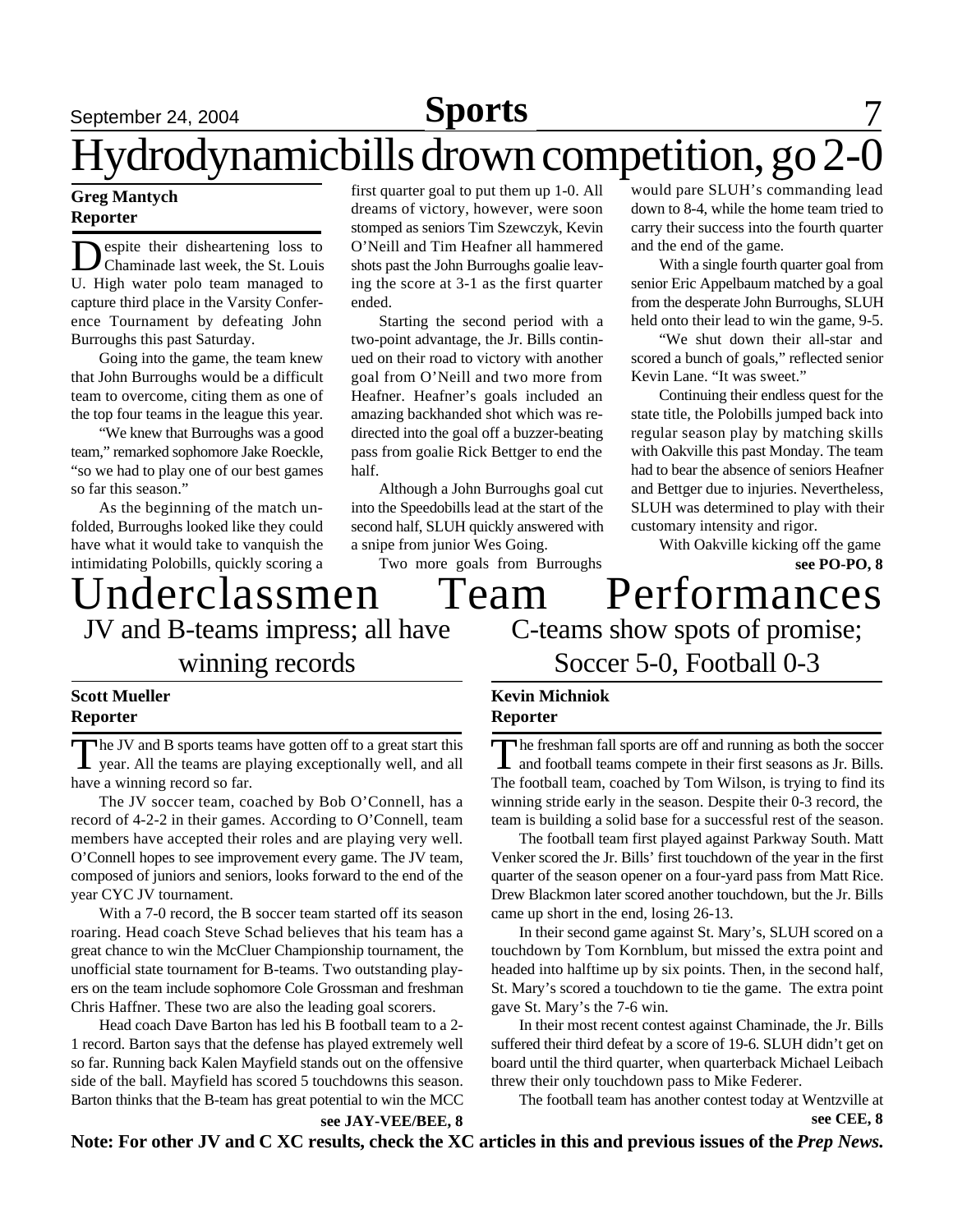# Hydrodynamicbills drown competition, go 2-0

**Greg Mantych**
**Reporter**

Despite their disheartening loss to Chaminade last week, the St. Louis U. High water polo team managed to capture third place in the Varsity Conference Tournament by defeating John Burroughs this past Saturday.

Going into the game, the team knew that John Burroughs would be a difficult team to overcome, citing them as one of the top four teams in the league this year.

"We knew that Burroughs was a good team," remarked sophomore Jake Roeckle, "so we had to play one of our best games so far this season."

As the beginning of the match unfolded, Burroughs looked like they could have what it would take to vanquish the intimidating Polobills, quickly scoring a first quarter goal to put them up 1-0. All dreams of victory, however, were soon stomped as seniors Tim Szewczyk, Kevin O'Neill and Tim Heafner all hammered shots past the John Burroughs goalie leaving the score at 3-1 as the first quarter ended.

Starting the second period with a two-point advantage, the Jr. Bills continued on their road to victory with another goal from O'Neill and two more from Heafner. Heafner's goals included an amazing backhanded shot which was redirected into the goal off a buzzer-beating pass from goalie Rick Bettger to end the half.

Although a John Burroughs goal cut into the Speedobills lead at the start of the second half, SLUH quickly answered with a snipe from junior Wes Going.

Two more goals from Burroughs would pare SLUH's commanding lead down to 8-4, while the home team tried to carry their success into the fourth quarter and the end of the game.

With a single fourth quarter goal from senior Eric Appelbaum matched by a goal from the desperate John Burroughs, SLUH held onto their lead to win the game, 9-5.

"We shut down their all-star and scored a bunch of goals," reflected senior Kevin Lane. "It was sweet."

Continuing their endless quest for the state title, the Polobills jumped back into regular season play by matching skills with Oakville this past Monday. The team had to bear the absence of seniors Heafner and Bettger due to injuries. Nevertheless, SLUH was determined to play with their customary intensity and rigor.

With Oakville kicking off the game

**see PO-PO, 8**

# Underclassmen Team Performances

## JV and B-teams impress; all have winning records

**Scott Mueller**
**Reporter**

The JV and B sports teams have gotten off to a great start this year. All the teams are playing exceptionally well, and all have a winning record so far.

The JV soccer team, coached by Bob O'Connell, has a record of 4-2-2 in their games. According to O'Connell, team members have accepted their roles and are playing very well. O'Connell hopes to see improvement every game. The JV team, composed of juniors and seniors, looks forward to the end of the year CYC JV tournament.

With a 7-0 record, the B soccer team started off its season roaring. Head coach Steve Schad believes that his team has a great chance to win the McCluer Championship tournament, the unofficial state tournament for B-teams. Two outstanding players on the team include sophomore Cole Grossman and freshman Chris Haffner. These two are also the leading goal scorers.

Head coach Dave Barton has led his B football team to a 2-1 record. Barton says that the defense has played extremely well so far. Running back Kalen Mayfield stands out on the offensive side of the ball. Mayfield has scored 5 touchdowns this season. Barton thinks that the B-team has great potential to win the MCC

**see JAY-VEE/BEE, 8**

## C-teams show spots of promise; Soccer 5-0, Football 0-3

**Kevin Michniok**
**Reporter**

The freshman fall sports are off and running as both the soccer and football teams compete in their first seasons as Jr. Bills. The football team, coached by Tom Wilson, is trying to find its winning stride early in the season. Despite their 0-3 record, the team is building a solid base for a successful rest of the season.

The football team first played against Parkway South. Matt Venker scored the Jr. Bills' first touchdown of the year in the first quarter of the season opener on a four-yard pass from Matt Rice. Drew Blackmon later scored another touchdown, but the Jr. Bills came up short in the end, losing 26-13.

In their second game against St. Mary's, SLUH scored on a touchdown by Tom Kornblum, but missed the extra point and headed into halftime up by six points. Then, in the second half, St. Mary's scored a touchdown to tie the game. The extra point gave St. Mary's the 7-6 win.

In their most recent contest against Chaminade, the Jr. Bills suffered their third defeat by a score of 19-6. SLUH didn't get on board until the third quarter, when quarterback Michael Leibach threw their only touchdown pass to Mike Federer.

The football team has another contest today at Wentzville at

**see CEE, 8**

**Note: For other JV and C XC results, check the XC articles in this and previous issues of the *Prep News.***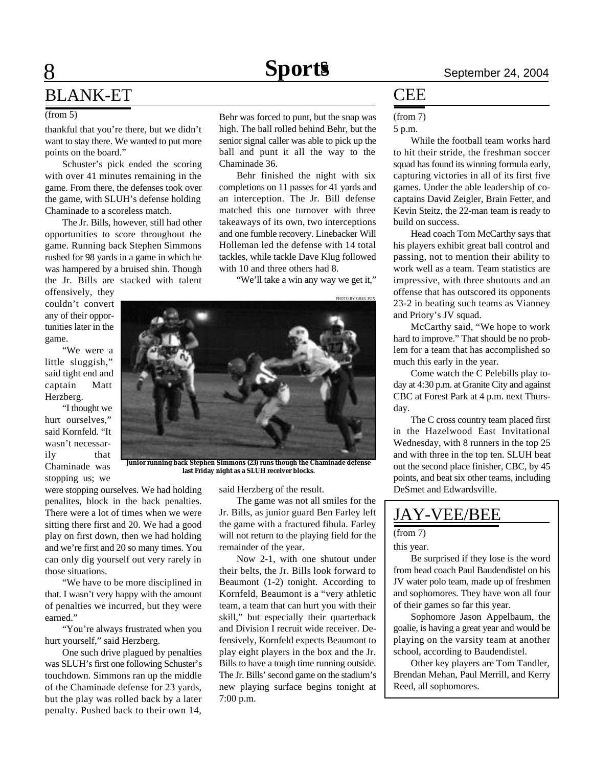## BLANK-ET

(from 5)

thankful that you're there, but we didn't want to stay there. We wanted to put more points on the board."

Schuster's pick ended the scoring with over 41 minutes remaining in the game. From there, the defenses took over the game, with SLUH's defense holding Chaminade to a scoreless match.

The Jr. Bills, however, still had other opportunities to score throughout the game. Running back Stephen Simmons rushed for 98 yards in a game in which he was hampered by a bruised shin. Though the Jr. Bills are stacked with talent offensively, they couldn't convert any of their opportunities later in the game.

"We were a little sluggish," said tight end and captain Matt Herzberg.

"I thought we hurt ourselves," said Kornfeld. "It wasn't necessarily that Chaminade was stopping us; we were stopping ourselves. We had holding penalites, block in the back penalties. There were a lot of times when we were sitting there first and 20. We had a good play on first down, then we had holding and we're first and 20 so many times. You can only dig yourself out very rarely in those situations.

"We have to be more disciplined in that. I wasn't very happy with the amount of penalties we incurred, but they were earned."

"You're always frustrated when you hurt yourself," said Herzberg.

One such drive plagued by penalties was SLUH's first one following Schuster's touchdown. Simmons ran up the middle of the Chaminade defense for 23 yards, but the play was rolled back by a later penalty. Pushed back to their own 14, Behr was forced to punt, but the snap was high. The ball rolled behind Behr, but the senior signal caller was able to pick up the ball and punt it all the way to the Chaminade 36.

Behr finished the night with six completions on 11 passes for 41 yards and an interception. The Jr. Bill defense matched this one turnover with three takeaways of its own, two interceptions and one fumble recovery. Linebacker Will Holleman led the defense with 14 total tackles, while tackle Dave Klug followed with 10 and three others had 8.

"We'll take a win any way we get it," said Herzberg of the result.

PHOTO BY GREG FOX

**Junior running back Stephen Simmons (23) runs though the Chaminade defense last Friday night as a SLUH receiver blocks.**

The game was not all smiles for the Jr. Bills, as junior guard Ben Farley left the game with a fractured fibula. Farley will not return to the playing field for the remainder of the year.

Now 2-1, with one shutout under their belts, the Jr. Bills look forward to Beaumont (1-2) tonight. According to Kornfeld, Beaumont is a "very athletic team, a team that can hurt you with their skill," but especially their quarterback and Division I recruit wide receiver. Defensively, Kornfeld expects Beaumont to play eight players in the box and the Jr. Bills to have a tough time running outside. The Jr. Bills' second game on the stadium's new playing surface begins tonight at 7:00 p.m.

## CEE

(from 7)

5 p.m.

While the football team works hard to hit their stride, the freshman soccer squad has found its winning formula early, capturing victories in all of its first five games. Under the able leadership of co-captains David Zeigler, Brain Fetter, and Kevin Steitz, the 22-man team is ready to build on success.

Head coach Tom McCarthy says that his players exhibit great ball control and passing, not to mention their ability to work well as a team. Team statistics are impressive, with three shutouts and an offense that has outscored its opponents 23-2 in beating such teams as Vianney and Priory's JV squad.

McCarthy said, "We hope to work hard to improve." That should be no problem for a team that has accomplished so much this early in the year.

Come watch the C Pelebills play today at 4:30 p.m. at Granite City and against CBC at Forest Park at 4 p.m. next Thursday.

The C cross country team placed first in the Hazelwood East Invitational Wednesday, with 8 runners in the top 25 and with three in the top ten. SLUH beat out the second place finisher, CBC, by 45 points, and beat six other teams, including DeSmet and Edwardsville.

## JAY-VEE/BEE

(from 7)

this year.

Be surprised if they lose is the word from head coach Paul Baudendistel on his JV water polo team, made up of freshmen and sophomores. They have won all four of their games so far this year.

Sophomore Jason Appelbaum, the goalie, is having a great year and would be playing on the varsity team at another school, according to Baudendistel.

Other key players are Tom Tandler, Brendan Mehan, Paul Merrill, and Kerry Reed, all sophomores.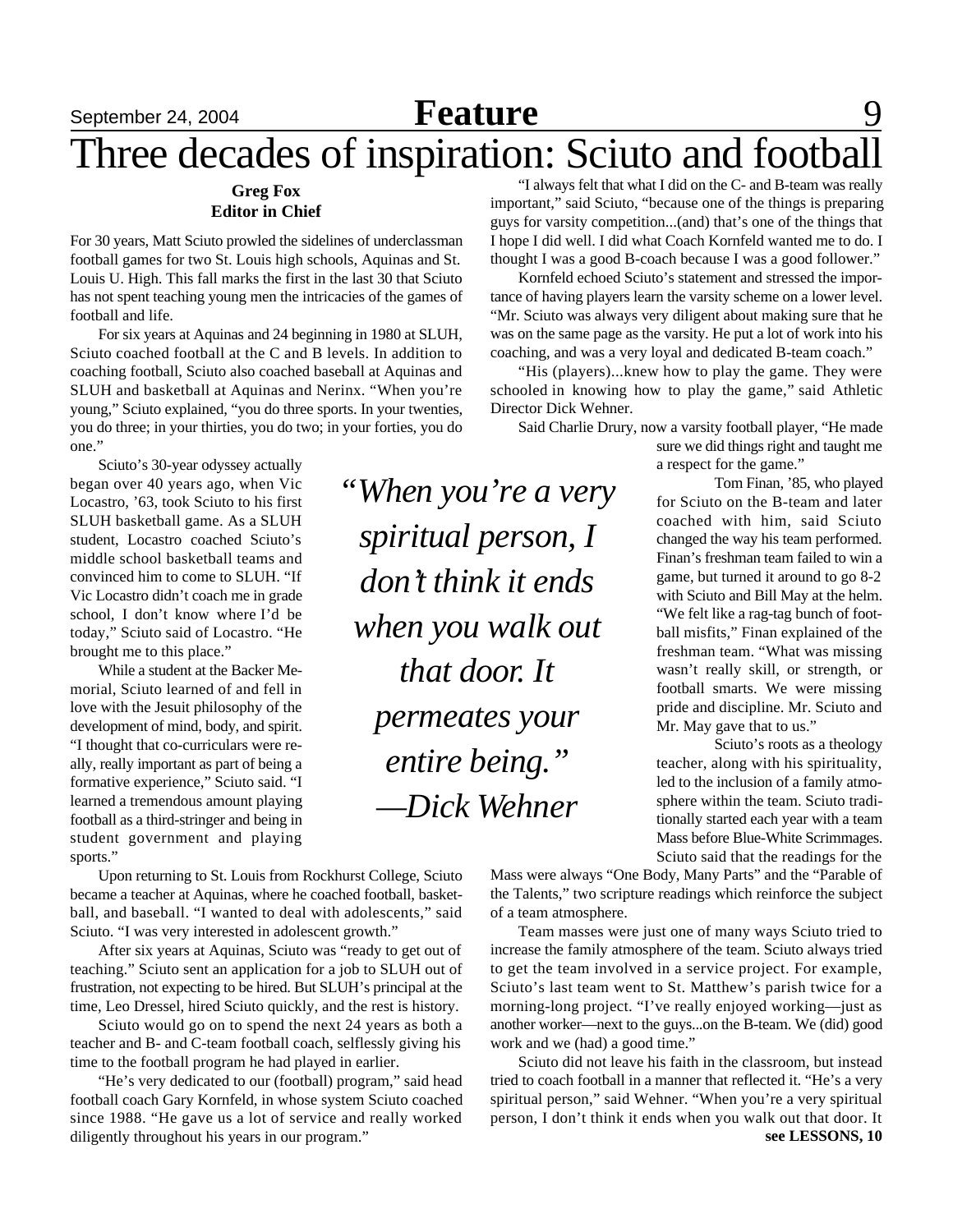# Three decades of inspiration: Sciuto and football

**Greg Fox**
**Editor in Chief**

For 30 years, Matt Sciuto prowled the sidelines of underclassman football games for two St. Louis high schools, Aquinas and St. Louis U. High. This fall marks the first in the last 30 that Sciuto has not spent teaching young men the intricacies of the games of football and life.

For six years at Aquinas and 24 beginning in 1980 at SLUH, Sciuto coached football at the C and B levels. In addition to coaching football, Sciuto also coached baseball at Aquinas and SLUH and basketball at Aquinas and Nerinx. "When you're young," Sciuto explained, "you do three sports. In your twenties, you do three; in your thirties, you do two; in your forties, you do one."

Sciuto's 30-year odyssey actually began over 40 years ago, when Vic Locastro, '63, took Sciuto to his first SLUH basketball game. As a SLUH student, Locastro coached Sciuto's middle school basketball teams and convinced him to come to SLUH. "If Vic Locastro didn't coach me in grade school, I don't know where I'd be today," Sciuto said of Locastro. "He brought me to this place."

While a student at the Backer Memorial, Sciuto learned of and fell in love with the Jesuit philosophy of the development of mind, body, and spirit. "I thought that co-curriculars were really, really important as part of being a formative experience," Sciuto said. "I learned a tremendous amount playing football as a third-stringer and being in student government and playing sports."

Upon returning to St. Louis from Rockhurst College, Sciuto became a teacher at Aquinas, where he coached football, basketball, and baseball. "I wanted to deal with adolescents," said Sciuto. "I was very interested in adolescent growth."

After six years at Aquinas, Sciuto was "ready to get out of teaching." Sciuto sent an application for a job to SLUH out of frustration, not expecting to be hired. But SLUH's principal at the time, Leo Dressel, hired Sciuto quickly, and the rest is history.

Sciuto would go on to spend the next 24 years as both a teacher and B- and C-team football coach, selflessly giving his time to the football program he had played in earlier.

"He's very dedicated to our (football) program," said head football coach Gary Kornfeld, in whose system Sciuto coached since 1988. "He gave us a lot of service and really worked diligently throughout his years in our program."

*"When you're a very spiritual person, I don't think it ends when you walk out that door. It permeates your entire being."*
*—Dick Wehner*

"I always felt that what I did on the C- and B-team was really important," said Sciuto, "because one of the things is preparing guys for varsity competition...(and) that's one of the things that I hope I did well. I did what Coach Kornfeld wanted me to do. I thought I was a good B-coach because I was a good follower."

Kornfeld echoed Sciuto's statement and stressed the importance of having players learn the varsity scheme on a lower level. "Mr. Sciuto was always very diligent about making sure that he was on the same page as the varsity. He put a lot of work into his coaching, and was a very loyal and dedicated B-team coach."

"His (players)...knew how to play the game. They were schooled in knowing how to play the game," said Athletic Director Dick Wehner.

Said Charlie Drury, now a varsity football player, "He made sure we did things right and taught me a respect for the game."

Tom Finan, '85, who played for Sciuto on the B-team and later coached with him, said Sciuto changed the way his team performed. Finan's freshman team failed to win a game, but turned it around to go 8-2 with Sciuto and Bill May at the helm. "We felt like a rag-tag bunch of football misfits," Finan explained of the freshman team. "What was missing wasn't really skill, or strength, or football smarts. We were missing pride and discipline. Mr. Sciuto and Mr. May gave that to us."

Sciuto's roots as a theology teacher, along with his spirituality, led to the inclusion of a family atmosphere within the team. Sciuto traditionally started each year with a team Mass before Blue-White Scrimmages. Sciuto said that the readings for the Mass were always "One Body, Many Parts" and the "Parable of the Talents," two scripture readings which reinforce the subject of a team atmosphere.

Team masses were just one of many ways Sciuto tried to increase the family atmosphere of the team. Sciuto always tried to get the team involved in a service project. For example, Sciuto's last team went to St. Matthew's parish twice for a morning-long project. "I've really enjoyed working—just as another worker—next to the guys...on the B-team. We (did) good work and we (had) a good time."

Sciuto did not leave his faith in the classroom, but instead tried to coach football in a manner that reflected it. "He's a very spiritual person," said Wehner. "When you're a very spiritual person, I don't think it ends when you walk out that door. It

**see LESSONS, 10**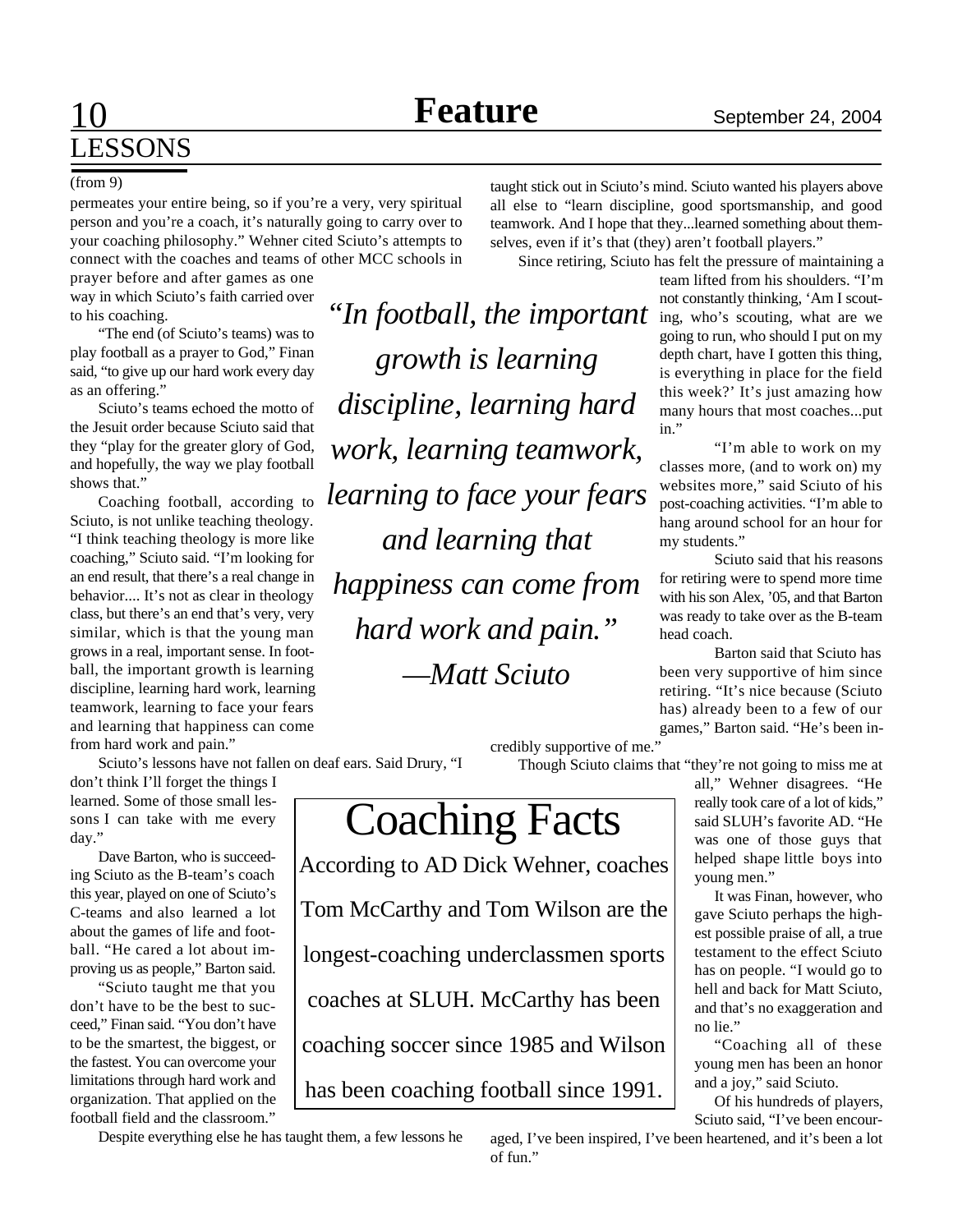## LESSONS

(from 9)

permeates your entire being, so if you're a very, very spiritual person and you're a coach, it's naturally going to carry over to your coaching philosophy." Wehner cited Sciuto's attempts to connect with the coaches and teams of other MCC schools in prayer before and after games as one way in which Sciuto's faith carried over to his coaching.

"The end (of Sciuto's teams) was to play football as a prayer to God," Finan said, "to give up our hard work every day as an offering."

Sciuto's teams echoed the motto of the Jesuit order because Sciuto said that they "play for the greater glory of God, and hopefully, the way we play football shows that."

Coaching football, according to Sciuto, is not unlike teaching theology. "I think teaching theology is more like coaching," Sciuto said. "I'm looking for an end result, that there's a real change in behavior.... It's not as clear in theology class, but there's an end that's very, very similar, which is that the young man grows in a real, important sense. In football, the important growth is learning discipline, learning hard work, learning teamwork, learning to face your fears and learning that happiness can come from hard work and pain."

> *"In football, the important growth is learning discipline, learning hard work, learning teamwork, learning to face your fears and learning that happiness can come from hard work and pain."*
>
> *—Matt Sciuto*

Sciuto's lessons have not fallen on deaf ears. Said Drury, "I don't think I'll forget the things I learned. Some of those small lessons I can take with me every day."

Dave Barton, who is succeeding Sciuto as the B-team's coach this year, played on one of Sciuto's C-teams and also learned a lot about the games of life and football. "He cared a lot about improving us as people," Barton said.

"Sciuto taught me that you don't have to be the best to succeed," Finan said. "You don't have to be the smartest, the biggest, or the fastest. You can overcome your limitations through hard work and organization. That applied on the football field and the classroom."

Despite everything else he has taught them, a few lessons he taught stick out in Sciuto's mind. Sciuto wanted his players above all else to "learn discipline, good sportsmanship, and good teamwork. And I hope that they...learned something about themselves, even if it's that (they) aren't football players."

Since retiring, Sciuto has felt the pressure of maintaining a team lifted from his shoulders. "I'm not constantly thinking, 'Am I scouting, who's scouting, what are we going to run, who should I put on my depth chart, have I gotten this thing, is everything in place for the field this week?' It's just amazing how many hours that most coaches...put in."

"I'm able to work on my classes more, (and to work on) my websites more," said Sciuto of his post-coaching activities. "I'm able to hang around school for an hour for my students."

Sciuto said that his reasons for retiring were to spend more time with his son Alex, '05, and that Barton was ready to take over as the B-team head coach.

Barton said that Sciuto has been very supportive of him since retiring. "It's nice because (Sciuto has) already been to a few of our games," Barton said. "He's been incredibly supportive of me."

Though Sciuto claims that "they're not going to miss me at all," Wehner disagrees. "He really took care of a lot of kids," said SLUH's favorite AD. "He was one of those guys that helped shape little boys into young men."

It was Finan, however, who gave Sciuto perhaps the highest possible praise of all, a true testament to the effect Sciuto has on people. "I would go to hell and back for Matt Sciuto, and that's no exaggeration and no lie."

"Coaching all of these young men has been an honor and a joy," said Sciuto.

Of his hundreds of players, Sciuto said, "I've been encouraged, I've been inspired, I've been heartened, and it's been a lot of fun."

### Coaching Facts

According to AD Dick Wehner, coaches Tom McCarthy and Tom Wilson are the longest-coaching underclassmen sports coaches at SLUH. McCarthy has been coaching soccer since 1985 and Wilson has been coaching football since 1991.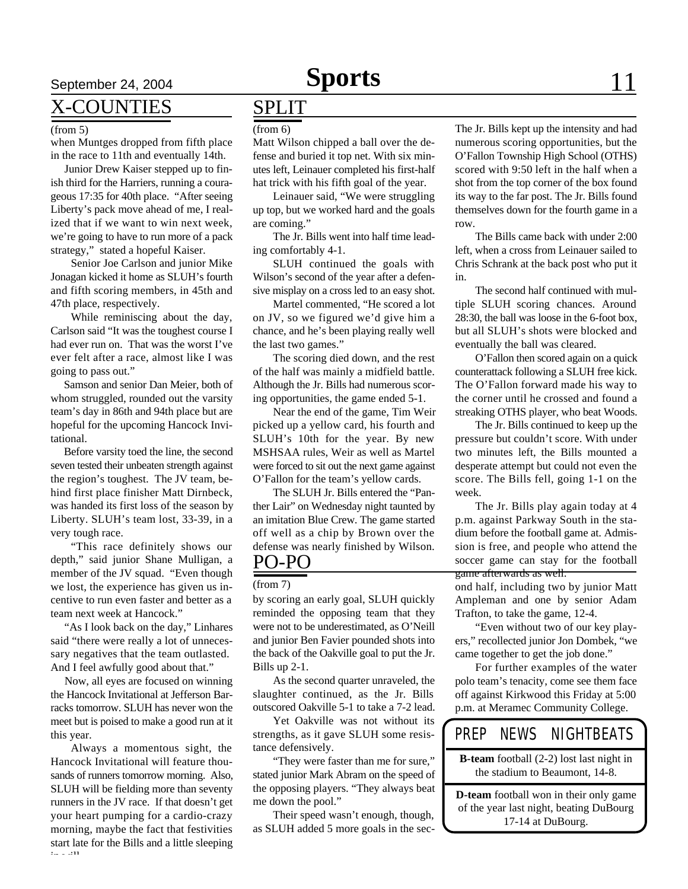## X-COUNTIES

(from 5)

when Muntges dropped from fifth place in the race to 11th and eventually 14th.

Junior Drew Kaiser stepped up to finish third for the Harriers, running a courageous 17:35 for 40th place. "After seeing Liberty's pack move ahead of me, I realized that if we want to win next week, we're going to have to run more of a pack strategy," stated a hopeful Kaiser.

Senior Joe Carlson and junior Mike Jonagan kicked it home as SLUH's fourth and fifth scoring members, in 45th and 47th place, respectively.

While reminiscing about the day, Carlson said "It was the toughest course I had ever run on. That was the worst I've ever felt after a race, almost like I was going to pass out."

Samson and senior Dan Meier, both of whom struggled, rounded out the varsity team's day in 86th and 94th place but are hopeful for the upcoming Hancock Invitational.

Before varsity toed the line, the second seven tested their unbeaten strength against the region's toughest. The JV team, behind first place finisher Matt Dirnbeck, was handed its first loss of the season by Liberty. SLUH's team lost, 33-39, in a very tough race.

"This race definitely shows our depth," said junior Shane Mulligan, a member of the JV squad. "Even though we lost, the experience has given us incentive to run even faster and better as a team next week at Hancock."

"As I look back on the day," Linhares said "there were really a lot of unnecessary negatives that the team outlasted. And I feel awfully good about that."

Now, all eyes are focused on winning the Hancock Invitational at Jefferson Barracks tomorrow. SLUH has never won the meet but is poised to make a good run at it this year.

Always a momentous sight, the Hancock Invitational will feature thousands of runners tomorrow morning. Also, SLUH will be fielding more than seventy runners in the JV race. If that doesn't get your heart pumping for a cardio-crazy morning, maybe the fact that festivities start late for the Bills and a little sleeping in will

## SPLIT

(from 6)

Matt Wilson chipped a ball over the defense and buried it top net. With six minutes left, Leinauer completed his first-half hat trick with his fifth goal of the year.

Leinauer said, "We were struggling up top, but we worked hard and the goals are coming."

The Jr. Bills went into half time leading comfortably 4-1.

SLUH continued the goals with Wilson's second of the year after a defensive misplay on a cross led to an easy shot.

Martel commented, "He scored a lot on JV, so we figured we'd give him a chance, and he's been playing really well the last two games."

The scoring died down, and the rest of the half was mainly a midfield battle. Although the Jr. Bills had numerous scoring opportunities, the game ended 5-1.

Near the end of the game, Tim Weir picked up a yellow card, his fourth and SLUH's 10th for the year. By new MSHSAA rules, Weir as well as Martel were forced to sit out the next game against O'Fallon for the team's yellow cards.

The SLUH Jr. Bills entered the "Panther Lair" on Wednesday night taunted by an imitation Blue Crew. The game started off well as a chip by Brown over the defense was nearly finished by Wilson. The Jr. Bills kept up the intensity and had numerous scoring opportunities, but the O'Fallon Township High School (OTHS) scored with 9:50 left in the half when a shot from the top corner of the box found its way to the far post. The Jr. Bills found themselves down for the fourth game in a row.

The Bills came back with under 2:00 left, when a cross from Leinauer sailed to Chris Schrank at the back post who put it in.

The second half continued with multiple SLUH scoring chances. Around 28:30, the ball was loose in the 6-foot box, but all SLUH's shots were blocked and eventually the ball was cleared.

O'Fallon then scored again on a quick counterattack following a SLUH free kick. The O'Fallon forward made his way to the corner until he crossed and found a streaking OTHS player, who beat Woods.

The Jr. Bills continued to keep up the pressure but couldn't score. With under two minutes left, the Bills mounted a desperate attempt but could not even the score. The Bills fell, going 1-1 on the week.

The Jr. Bills play again today at 4 p.m. against Parkway South in the stadium before the football game at. Admission is free, and people who attend the soccer game can stay for the football game afterwards as well.

## PO-PO

(from 7)

by scoring an early goal, SLUH quickly reminded the opposing team that they were not to be underestimated, as O'Neill and junior Ben Favier pounded shots into the back of the Oakville goal to put the Jr. Bills up 2-1.

As the second quarter unraveled, the slaughter continued, as the Jr. Bills outscored Oakville 5-1 to take a 7-2 lead.

Yet Oakville was not without its strengths, as it gave SLUH some resistance defensively.

"They were faster than me for sure," stated junior Mark Abram on the speed of the opposing players. "They always beat me down the pool."

Their speed wasn't enough, though, as SLUH added 5 more goals in the second half, including two by junior Matt Ampleman and one by senior Adam Trafton, to take the game, 12-4.

"Even without two of our key players," recollected junior Jon Dombek, "we came together to get the job done."

For further examples of the water polo team's tenacity, come see them face off against Kirkwood this Friday at 5:00 p.m. at Meramec Community College.

## PREP NEWS NIGHTBEATS

**B-team** football (2-2) lost last night in the stadium to Beaumont, 14-8.

**D-team** football won in their only game of the year last night, beating DuBourg 17-14 at DuBourg.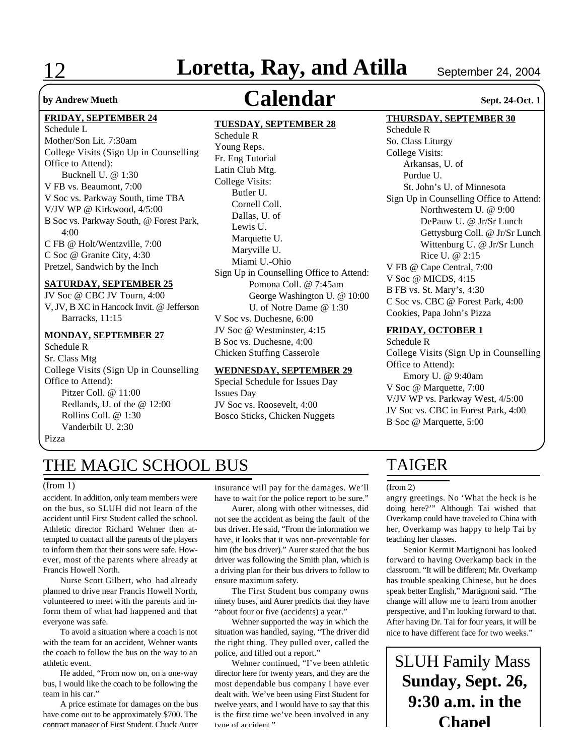# Loretta, Ray, and Atilla

## Calendar

by Andrew Mueth

Sept. 24-Oct. 1

**FRIDAY, SEPTEMBER 24**

Schedule L
Mother/Son Lit. 7:30am
College Visits (Sign Up in Counselling Office to Attend):
  Bucknell U. @ 1:30
V FB vs. Beaumont, 7:00
V Soc vs. Parkway South, time TBA
V/JV WP @ Kirkwood, 4/5:00
B Soc vs. Parkway South, @ Forest Park, 4:00
C FB @ Holt/Wentzville, 7:00
C Soc @ Granite City, 4:30
Pretzel, Sandwich by the Inch

**SATURDAY, SEPTEMBER 25**

JV Soc @ CBC JV Tourn, 4:00
V, JV, B XC in Hancock Invit. @ Jefferson Barracks, 11:15

**MONDAY, SEPTEMBER 27**

Schedule R
Sr. Class Mtg
College Visits (Sign Up in Counselling Office to Attend):
  Pitzer Coll. @ 11:00
  Redlands, U. of the @ 12:00
  Rollins Coll. @ 1:30
  Vanderbilt U. 2:30
Pizza

**TUESDAY, SEPTEMBER 28**

Schedule R
Young Reps.
Fr. Eng Tutorial
Latin Club Mtg.
College Visits:
  Butler U.
  Cornell Coll.
  Dallas, U. of
  Lewis U.
  Marquette U.
  Maryville U.
  Miami U.-Ohio
Sign Up in Counselling Office to Attend:
  Pomona Coll. @ 7:45am
  George Washington U. @ 10:00
  U. of Notre Dame @ 1:30
V Soc vs. Duchesne, 6:00
JV Soc @ Westminster, 4:15
B Soc vs. Duchesne, 4:00
Chicken Stuffing Casserole

**WEDNESDAY, SEPTEMBER 29**

Special Schedule for Issues Day
Issues Day
JV Soc vs. Roosevelt, 4:00
Bosco Sticks, Chicken Nuggets

**THURSDAY, SEPTEMBER 30**

Schedule R
So. Class Liturgy
College Visits:
  Arkansas, U. of
  Purdue U.
  St. John's U. of Minnesota
Sign Up in Counselling Office to Attend:
  Northwestern U. @ 9:00
  DePauw U. @ Jr/Sr Lunch
  Gettysburg Coll. @ Jr/Sr Lunch
  Wittenburg U. @ Jr/Sr Lunch
  Rice U. @ 2:15
V FB @ Cape Central, 7:00
V Soc @ MICDS, 4:15
B FB vs. St. Mary's, 4:30
C Soc vs. CBC @ Forest Park, 4:00
Cookies, Papa John's Pizza

**FRIDAY, OCTOBER 1**

Schedule R
College Visits (Sign Up in Counselling Office to Attend):
  Emory U. @ 9:40am
V Soc @ Marquette, 7:00
V/JV WP vs. Parkway West, 4/5:00
JV Soc vs. CBC in Forest Park, 4:00
B Soc @ Marquette, 5:00

## THE MAGIC SCHOOL BUS

(from 1)

accident. In addition, only team members were on the bus, so SLUH did not learn of the accident until First Student called the school. Athletic director Richard Wehner then attempted to contact all the parents of the players to inform them that their sons were safe. However, most of the parents where already at Francis Howell North.

Nurse Scott Gilbert, who had already planned to drive near Francis Howell North, volunteered to meet with the parents and inform them of what had happened and that everyone was safe.

To avoid a situation where a coach is not with the team for an accident, Wehner wants the coach to follow the bus on the way to an athletic event.

He added, "From now on, on a one-way bus, I would like the coach to be following the team in his car."

A price estimate for damages on the bus have come out to be approximately $700. The contract manager of First Student, Chuck Aurer insurance will pay for the damages. We'll have to wait for the police report to be sure."

Aurer, along with other witnesses, did not see the accident as being the fault of the bus driver. He said, "From the information we have, it looks that it was non-preventable for him (the bus driver)." Aurer stated that the bus driver was following the Smith plan, which is a driving plan for their bus drivers to follow to ensure maximum safety.

The First Student bus company owns ninety buses, and Aurer predicts that they have "about four or five (accidents) a year."

Wehner supported the way in which the situation was handled, saying, "The driver did the right thing. They pulled over, called the police, and filled out a report."

Wehner continued, "I've been athletic director here for twenty years, and they are the most dependable bus company I have ever dealt with. We've been using First Student for twelve years, and I would have to say that this is the first time we've been involved in any type of accident."

## TAIGER

(from 2)

angry greetings. No 'What the heck is he doing here?'" Although Tai wished that Overkamp could have traveled to China with her, Overkamp was happy to help Tai by teaching her classes.

Senior Kermit Martignoni has looked forward to having Overkamp back in the classroom. "It will be different; Mr. Overkamp has trouble speaking Chinese, but he does speak better English," Martignoni said. "The change will allow me to learn from another perspective, and I'm looking forward to that. After having Dr. Tai for four years, it will be nice to have different face for two weeks."

SLUH Family Mass
**Sunday, Sept. 26, 9:30 a.m. in the Chapel**